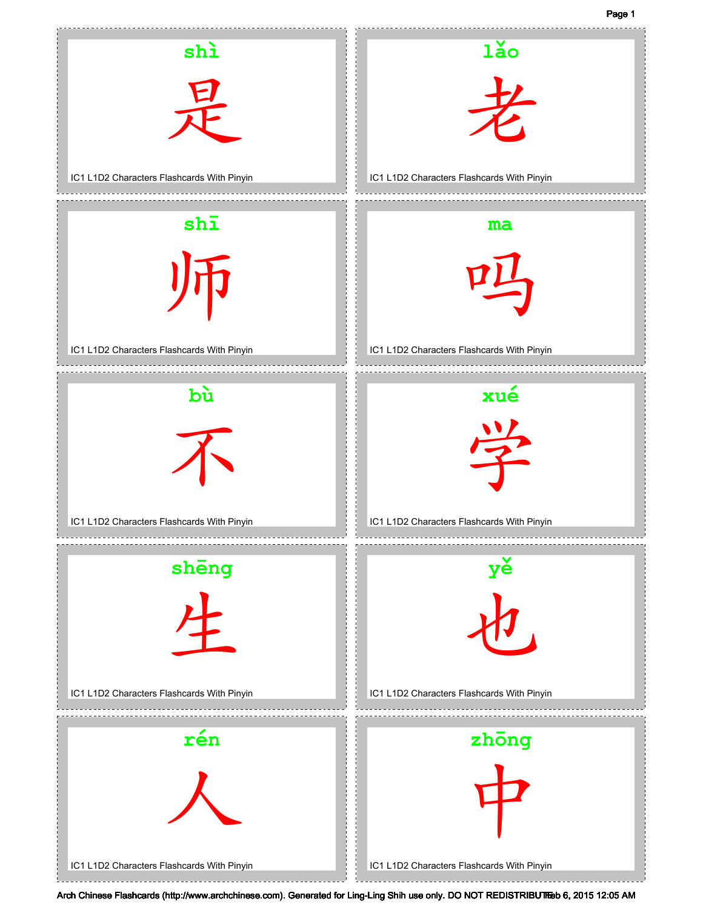shì

是

IC1 L1D2 Characters Flashcards With Pinyin

lǎo

老

IC1 L1D2 Characters Flashcards With Pinyin

shī

师

IC1 L1D2 Characters Flashcards With Pinyin

ma

吗

IC1 L1D2 Characters Flashcards With Pinyin

bù

不

IC1 L1D2 Characters Flashcards With Pinyin

xué

学

IC1 L1D2 Characters Flashcards With Pinyin

shēng

生

IC1 L1D2 Characters Flashcards With Pinyin

yě

也

IC1 L1D2 Characters Flashcards With Pinyin

rén

人

IC1 L1D2 Characters Flashcards With Pinyin

zhōng

中

IC1 L1D2 Characters Flashcards With Pinyin

Arch Chinese Flashcards (http://www.archchinese.com). Generated for Ling-Ling Shih use only. DO NOT REDISTRIBUTE Feb 6, 2015 12:05 AM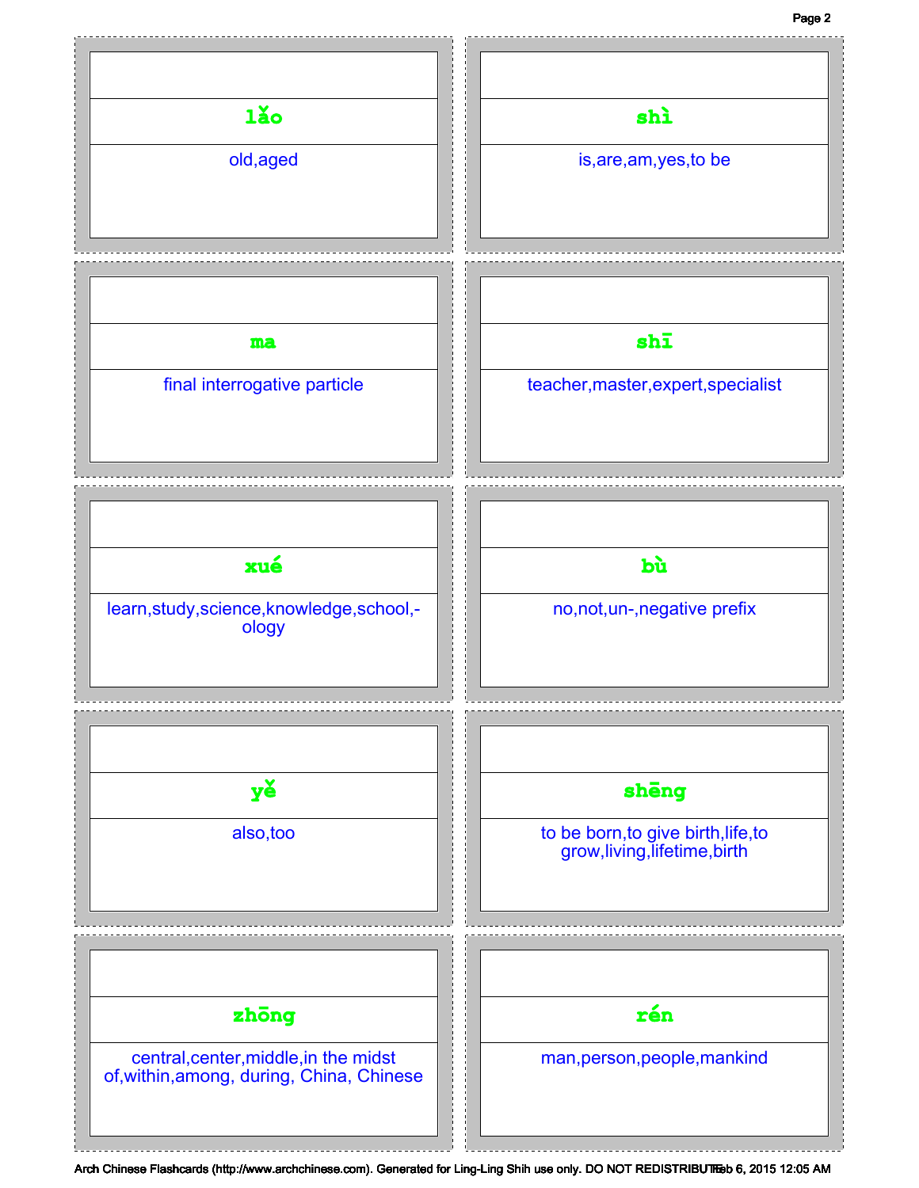| | |
|---|---|
| **lǎo**<br>old,aged | **shì**<br>is,are,am,yes,to be |
| **ma**<br>final interrogative particle | **shī**<br>teacher,master,expert,specialist |
| **xué**<br>learn,study,science,knowledge,school,-ology | **bù**<br>no,not,un-,negative prefix |
| **yě**<br>also,too | **shēng**<br>to be born,to give birth,life,to grow,living,lifetime,birth |
| **zhōng**<br>central,center,middle,in the midst of,within,among, during, China, Chinese | **rén**<br>man,person,people,mankind |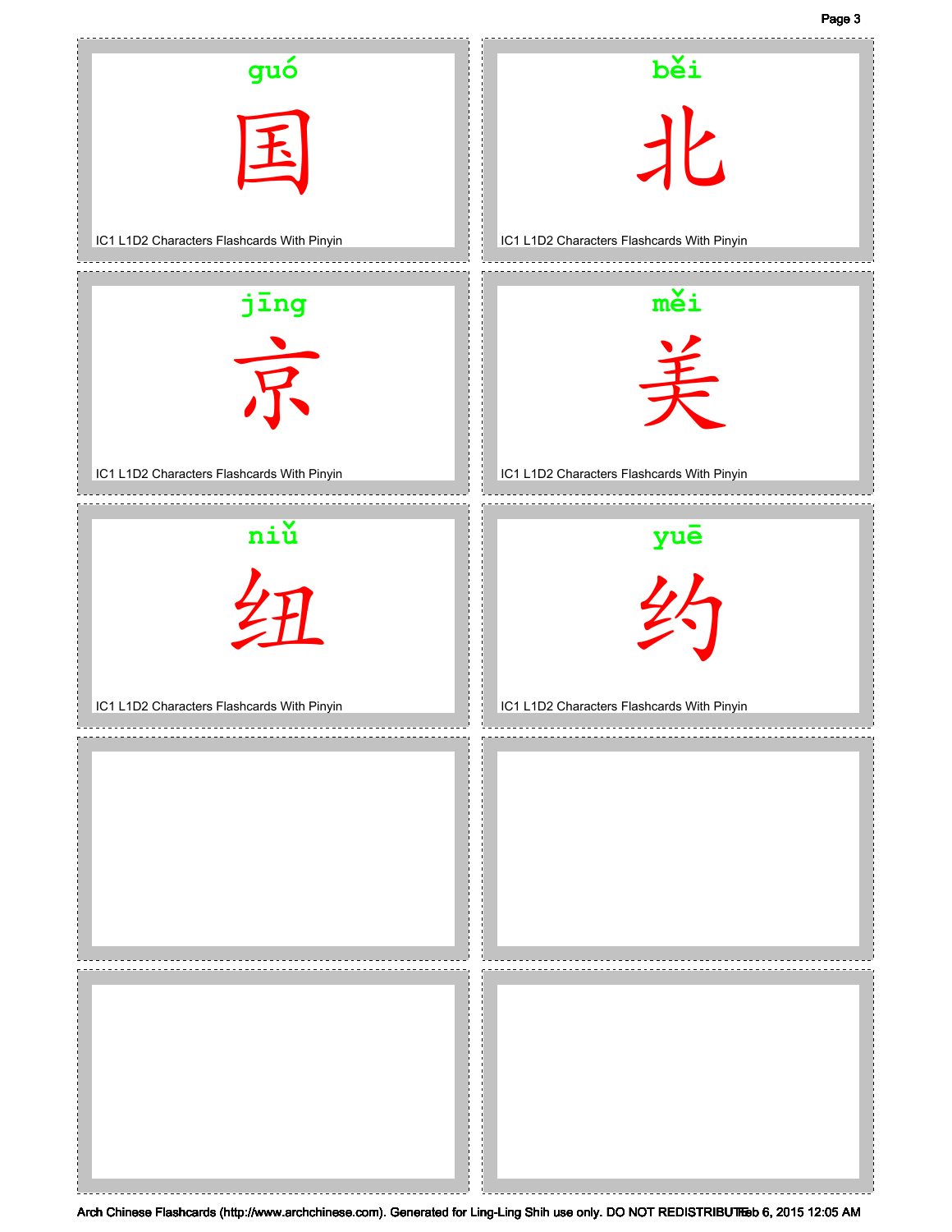guó

国

IC1 L1D2 Characters Flashcards With Pinyin

běi

北

IC1 L1D2 Characters Flashcards With Pinyin

jīng

京

IC1 L1D2 Characters Flashcards With Pinyin

měi

美

IC1 L1D2 Characters Flashcards With Pinyin

niǔ

纽

IC1 L1D2 Characters Flashcards With Pinyin

yuē

约

IC1 L1D2 Characters Flashcards With Pinyin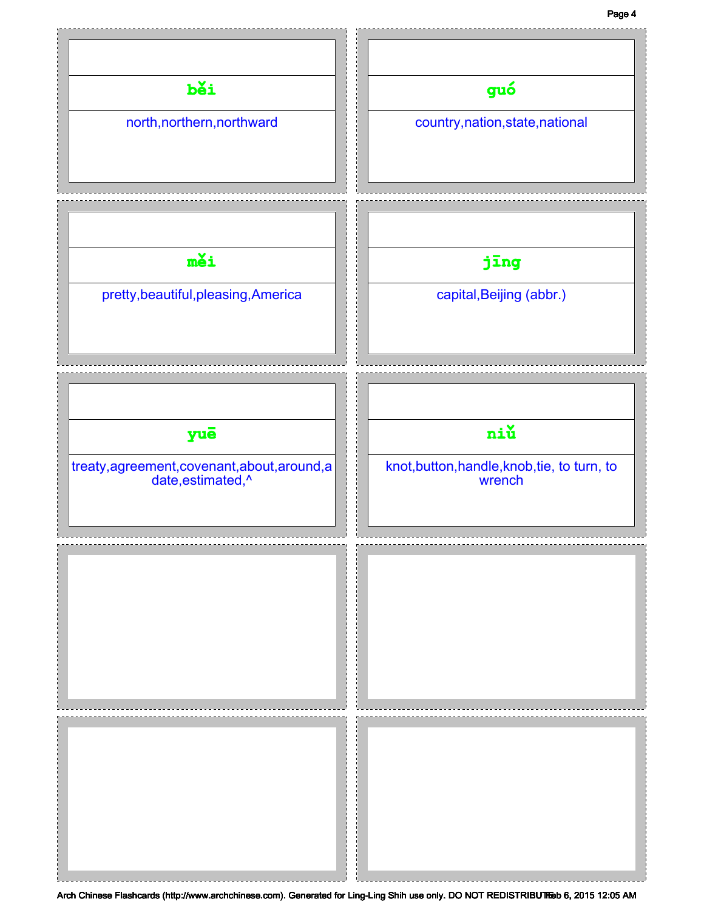běi

north,northern,northward

guó

country,nation,state,national

měi

pretty,beautiful,pleasing,America

jīng

capital,Beijing (abbr.)

yuē

treaty,agreement,covenant,about,around,a date,estimated,^

niǔ

knot,button,handle,knob,tie, to turn, to wrench

Arch Chinese Flashcards (http://www.archchinese.com). Generated for Ling-Ling Shih use only. DO NOT REDISTRIBUTE Feb 6, 2015 12:05 AM